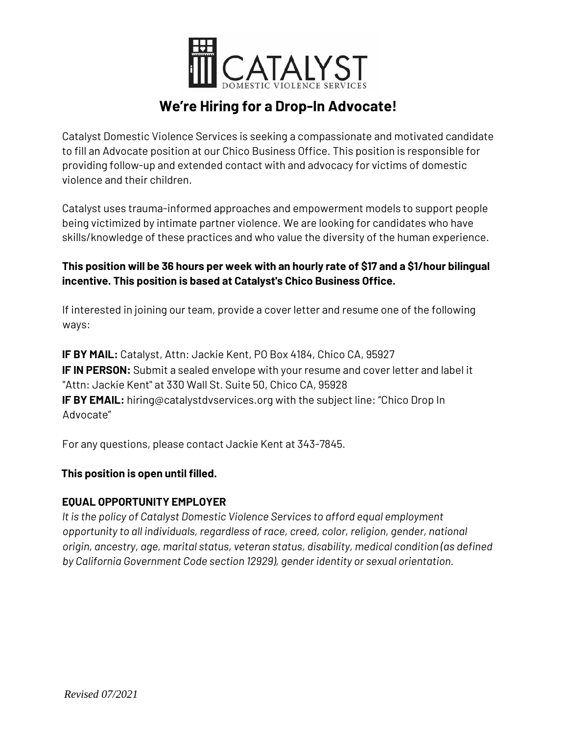CATALYST
DOMESTIC VIOLENCE SERVICES

# We're Hiring for a Drop-In Advocate!

Catalyst Domestic Violence Services is seeking a compassionate and motivated candidate to fill an Advocate position at our Chico Business Office. This position is responsible for providing follow-up and extended contact with and advocacy for victims of domestic violence and their children.

Catalyst uses trauma-informed approaches and empowerment models to support people being victimized by intimate partner violence. We are looking for candidates who have skills/knowledge of these practices and who value the diversity of the human experience.

**This position will be 36 hours per week with an hourly rate of $17 and a $1/hour bilingual incentive. This position is based at Catalyst's Chico Business Office.**

If interested in joining our team, provide a cover letter and resume one of the following ways:

**IF BY MAIL:** Catalyst, Attn: Jackie Kent, PO Box 4184, Chico CA, 95927
**IF IN PERSON:** Submit a sealed envelope with your resume and cover letter and label it "Attn: Jackie Kent" at 330 Wall St. Suite 50, Chico CA, 95928
**IF BY EMAIL:** hiring@catalystdvservices.org with the subject line: "Chico Drop In Advocate"

For any questions, please contact Jackie Kent at 343-7845.

**This position is open until filled.**

**EQUAL OPPORTUNITY EMPLOYER**

*It is the policy of Catalyst Domestic Violence Services to afford equal employment opportunity to all individuals, regardless of race, creed, color, religion, gender, national origin, ancestry, age, marital status, veteran status, disability, medical condition (as defined by California Government Code section 12929), gender identity or sexual orientation.*

*Revised 07/2021*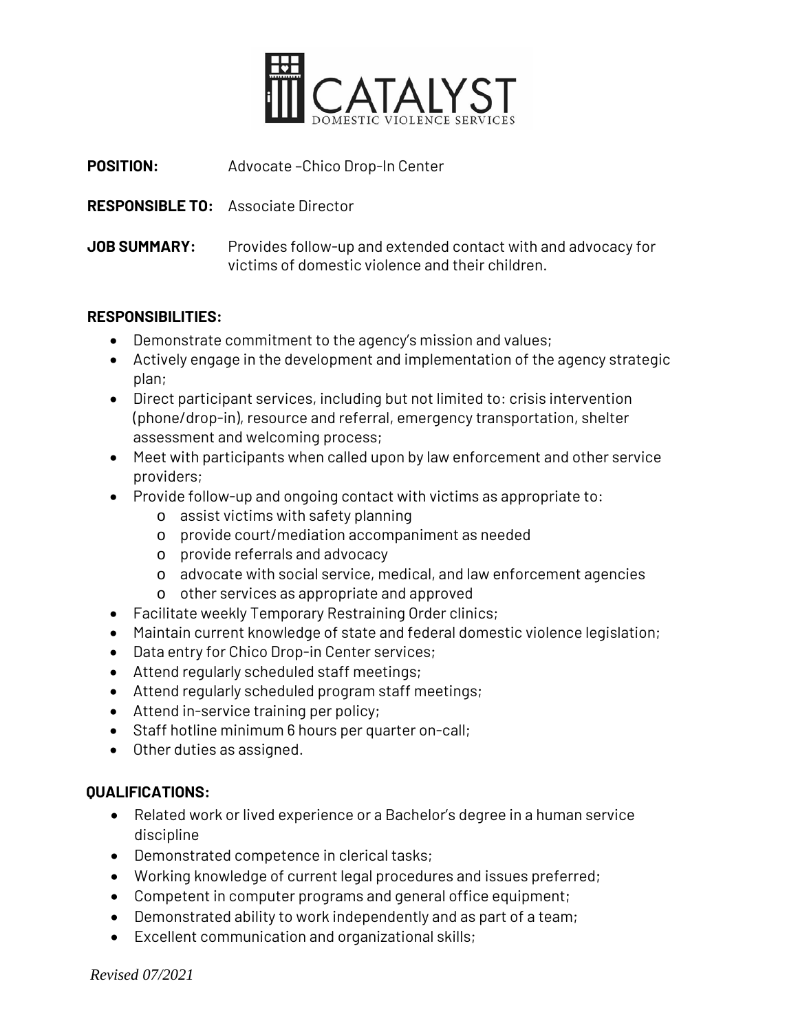# CATALYST

DOMESTIC VIOLENCE SERVICES

**POSITION:** Advocate –Chico Drop-In Center

**RESPONSIBLE TO:** Associate Director

**JOB SUMMARY:** Provides follow-up and extended contact with and advocacy for victims of domestic violence and their children.

**RESPONSIBILITIES:**

- Demonstrate commitment to the agency's mission and values;
- Actively engage in the development and implementation of the agency strategic plan;
- Direct participant services, including but not limited to: crisis intervention (phone/drop-in), resource and referral, emergency transportation, shelter assessment and welcoming process;
- Meet with participants when called upon by law enforcement and other service providers;
- Provide follow-up and ongoing contact with victims as appropriate to:
  - assist victims with safety planning
  - provide court/mediation accompaniment as needed
  - provide referrals and advocacy
  - advocate with social service, medical, and law enforcement agencies
  - other services as appropriate and approved
- Facilitate weekly Temporary Restraining Order clinics;
- Maintain current knowledge of state and federal domestic violence legislation;
- Data entry for Chico Drop-in Center services;
- Attend regularly scheduled staff meetings;
- Attend regularly scheduled program staff meetings;
- Attend in-service training per policy;
- Staff hotline minimum 6 hours per quarter on-call;
- Other duties as assigned.

**QUALIFICATIONS:**

- Related work or lived experience or a Bachelor's degree in a human service discipline
- Demonstrated competence in clerical tasks;
- Working knowledge of current legal procedures and issues preferred;
- Competent in computer programs and general office equipment;
- Demonstrated ability to work independently and as part of a team;
- Excellent communication and organizational skills;

*Revised 07/2021*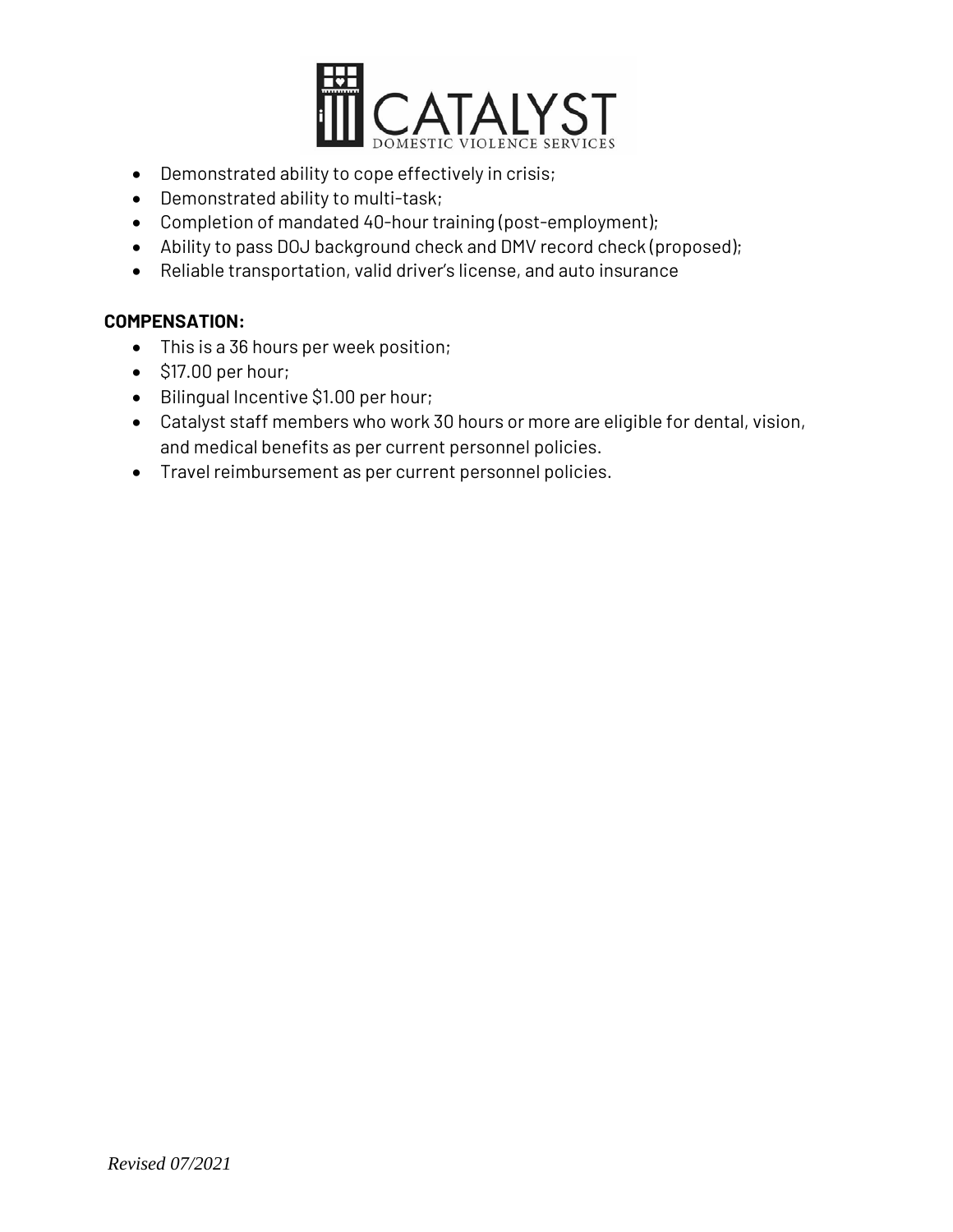- Demonstrated ability to cope effectively in crisis;
- Demonstrated ability to multi-task;
- Completion of mandated 40-hour training (post-employment);
- Ability to pass DOJ background check and DMV record check (proposed);
- Reliable transportation, valid driver's license, and auto insurance

**COMPENSATION:**

- This is a 36 hours per week position;
- $17.00 per hour;
- Bilingual Incentive $1.00 per hour;
- Catalyst staff members who work 30 hours or more are eligible for dental, vision, and medical benefits as per current personnel policies.
- Travel reimbursement as per current personnel policies.

*Revised 07/2021*